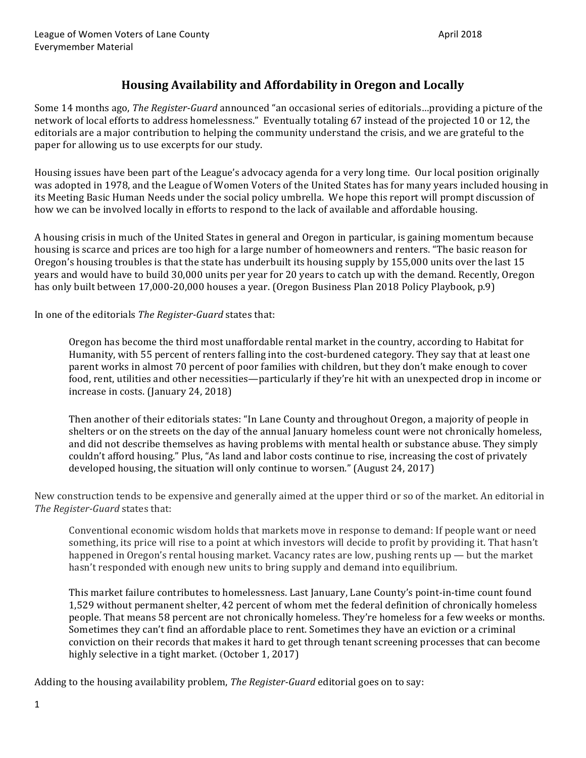League of Women Voters of Lane County
Everymember Material

April 2018

## Housing Availability and Affordability in Oregon and Locally

Some 14 months ago, *The Register-Guard* announced "an occasional series of editorials…providing a picture of the network of local efforts to address homelessness." Eventually totaling 67 instead of the projected 10 or 12, the editorials are a major contribution to helping the community understand the crisis, and we are grateful to the paper for allowing us to use excerpts for our study.

Housing issues have been part of the League's advocacy agenda for a very long time. Our local position originally was adopted in 1978, and the League of Women Voters of the United States has for many years included housing in its Meeting Basic Human Needs under the social policy umbrella. We hope this report will prompt discussion of how we can be involved locally in efforts to respond to the lack of available and affordable housing.

A housing crisis in much of the United States in general and Oregon in particular, is gaining momentum because housing is scarce and prices are too high for a large number of homeowners and renters. "The basic reason for Oregon's housing troubles is that the state has underbuilt its housing supply by 155,000 units over the last 15 years and would have to build 30,000 units per year for 20 years to catch up with the demand. Recently, Oregon has only built between 17,000-20,000 houses a year. (Oregon Business Plan 2018 Policy Playbook, p.9)

In one of the editorials *The Register-Guard* states that:

> Oregon has become the third most unaffordable rental market in the country, according to Habitat for Humanity, with 55 percent of renters falling into the cost-burdened category. They say that at least one parent works in almost 70 percent of poor families with children, but they don't make enough to cover food, rent, utilities and other necessities—particularly if they're hit with an unexpected drop in income or increase in costs. (January 24, 2018)
>
> Then another of their editorials states: "In Lane County and throughout Oregon, a majority of people in shelters or on the streets on the day of the annual January homeless count were not chronically homeless, and did not describe themselves as having problems with mental health or substance abuse. They simply couldn't afford housing." Plus, "As land and labor costs continue to rise, increasing the cost of privately developed housing, the situation will only continue to worsen." (August 24, 2017)

New construction tends to be expensive and generally aimed at the upper third or so of the market. An editorial in *The Register-Guard* states that:

> Conventional economic wisdom holds that markets move in response to demand: If people want or need something, its price will rise to a point at which investors will decide to profit by providing it. That hasn't happened in Oregon's rental housing market. Vacancy rates are low, pushing rents up — but the market hasn't responded with enough new units to bring supply and demand into equilibrium.
>
> This market failure contributes to homelessness. Last January, Lane County's point-in-time count found 1,529 without permanent shelter, 42 percent of whom met the federal definition of chronically homeless people. That means 58 percent are not chronically homeless. They're homeless for a few weeks or months. Sometimes they can't find an affordable place to rent. Sometimes they have an eviction or a criminal conviction on their records that makes it hard to get through tenant screening processes that can become highly selective in a tight market. (October 1, 2017)

Adding to the housing availability problem, *The Register-Guard* editorial goes on to say: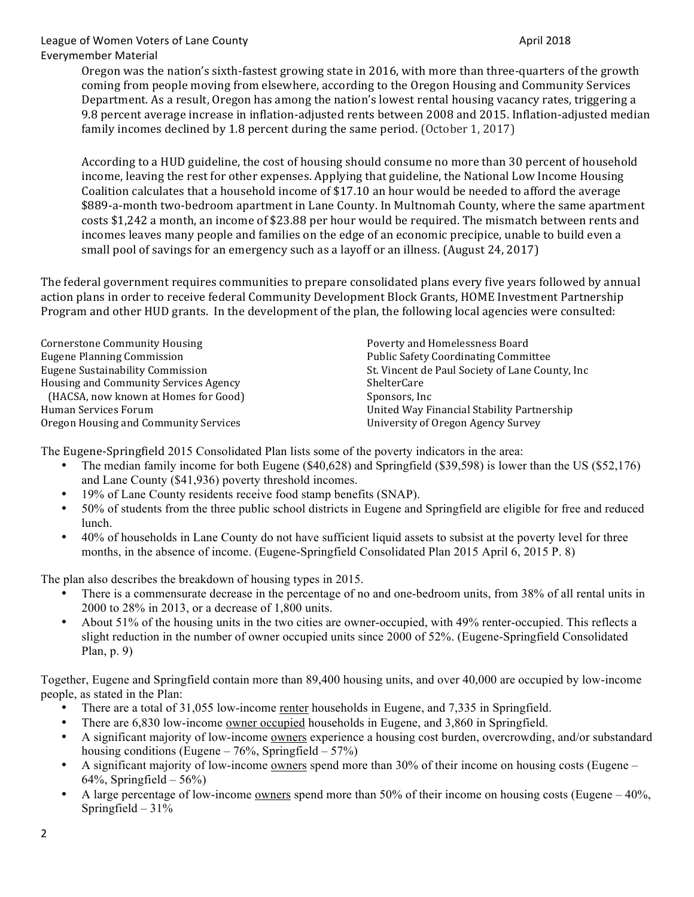> Oregon was the nation's sixth-fastest growing state in 2016, with more than three-quarters of the growth coming from people moving from elsewhere, according to the Oregon Housing and Community Services Department. As a result, Oregon has among the nation's lowest rental housing vacancy rates, triggering a 9.8 percent average increase in inflation-adjusted rents between 2008 and 2015. Inflation-adjusted median family incomes declined by 1.8 percent during the same period. (October 1, 2017)
>
> According to a HUD guideline, the cost of housing should consume no more than 30 percent of household income, leaving the rest for other expenses. Applying that guideline, the National Low Income Housing Coalition calculates that a household income of $17.10 an hour would be needed to afford the average $889-a-month two-bedroom apartment in Lane County. In Multnomah County, where the same apartment costs $1,242 a month, an income of $23.88 per hour would be required. The mismatch between rents and incomes leaves many people and families on the edge of an economic precipice, unable to build even a small pool of savings for an emergency such as a layoff or an illness. (August 24, 2017)

The federal government requires communities to prepare consolidated plans every five years followed by annual action plans in order to receive federal Community Development Block Grants, HOME Investment Partnership Program and other HUD grants. In the development of the plan, the following local agencies were consulted:

- Cornerstone Community Housing
- Eugene Planning Commission
- Eugene Sustainability Commission
- Housing and Community Services Agency (HACSA, now known at Homes for Good)
- Human Services Forum
- Oregon Housing and Community Services
- Poverty and Homelessness Board
- Public Safety Coordinating Committee
- St. Vincent de Paul Society of Lane County, Inc
- ShelterCare
- Sponsors, Inc
- United Way Financial Stability Partnership
- University of Oregon Agency Survey

The Eugene-Springfield 2015 Consolidated Plan lists some of the poverty indicators in the area:

- The median family income for both Eugene ($40,628) and Springfield ($39,598) is lower than the US ($52,176) and Lane County ($41,936) poverty threshold incomes.
- 19% of Lane County residents receive food stamp benefits (SNAP).
- 50% of students from the three public school districts in Eugene and Springfield are eligible for free and reduced lunch.
- 40% of households in Lane County do not have sufficient liquid assets to subsist at the poverty level for three months, in the absence of income. (Eugene-Springfield Consolidated Plan 2015 April 6, 2015 P. 8)

The plan also describes the breakdown of housing types in 2015.

- There is a commensurate decrease in the percentage of no and one-bedroom units, from 38% of all rental units in 2000 to 28% in 2013, or a decrease of 1,800 units.
- About 51% of the housing units in the two cities are owner-occupied, with 49% renter-occupied. This reflects a slight reduction in the number of owner occupied units since 2000 of 52%. (Eugene-Springfield Consolidated Plan, p. 9)

Together, Eugene and Springfield contain more than 89,400 housing units, and over 40,000 are occupied by low-income people, as stated in the Plan:

- There are a total of 31,055 low-income <u>renter</u> households in Eugene, and 7,335 in Springfield.
- There are 6,830 low-income <u>owner occupied</u> households in Eugene, and 3,860 in Springfield.
- A significant majority of low-income <u>owners</u> experience a housing cost burden, overcrowding, and/or substandard housing conditions (Eugene – 76%, Springfield – 57%)
- A significant majority of low-income <u>owners</u> spend more than 30% of their income on housing costs (Eugene – 64%, Springfield – 56%)
- A large percentage of low-income <u>owners</u> spend more than 50% of their income on housing costs (Eugene – 40%, Springfield – 31%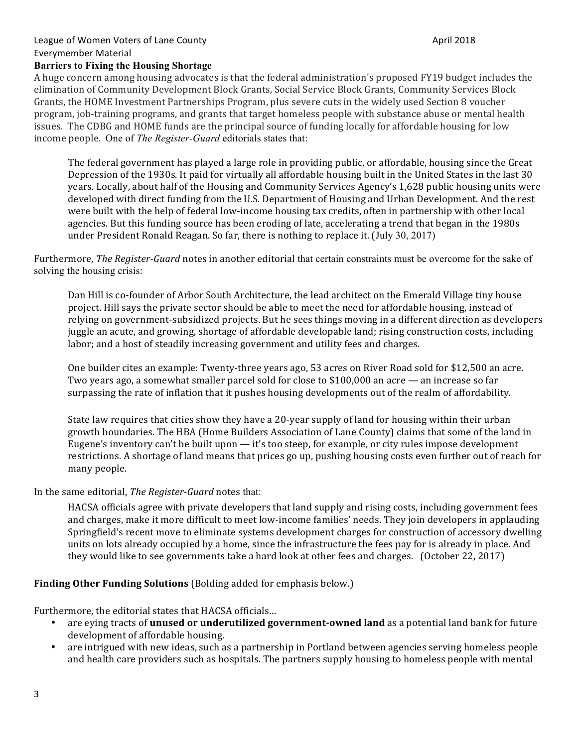League of Women Voters of Lane County April 2018
Everymember Material

**Barriers to Fixing the Housing Shortage**

A huge concern among housing advocates is that the federal administration's proposed FY19 budget includes the elimination of Community Development Block Grants, Social Service Block Grants, Community Services Block Grants, the HOME Investment Partnerships Program, plus severe cuts in the widely used Section 8 voucher program, job-training programs, and grants that target homeless people with substance abuse or mental health issues. The CDBG and HOME funds are the principal source of funding locally for affordable housing for low income people. One of *The Register-Guard* editorials states that:

> The federal government has played a large role in providing public, or affordable, housing since the Great Depression of the 1930s. It paid for virtually all affordable housing built in the United States in the last 30 years. Locally, about half of the Housing and Community Services Agency's 1,628 public housing units were developed with direct funding from the U.S. Department of Housing and Urban Development. And the rest were built with the help of federal low-income housing tax credits, often in partnership with other local agencies. But this funding source has been eroding of late, accelerating a trend that began in the 1980s under President Ronald Reagan. So far, there is nothing to replace it. (July 30, 2017)

Furthermore, *The Register-Guard* notes in another editorial that certain constraints must be overcome for the sake of solving the housing crisis:

> Dan Hill is co-founder of Arbor South Architecture, the lead architect on the Emerald Village tiny house project. Hill says the private sector should be able to meet the need for affordable housing, instead of relying on government-subsidized projects. But he sees things moving in a different direction as developers juggle an acute, and growing, shortage of affordable developable land; rising construction costs, including labor; and a host of steadily increasing government and utility fees and charges.
>
> One builder cites an example: Twenty-three years ago, 53 acres on River Road sold for $12,500 an acre. Two years ago, a somewhat smaller parcel sold for close to $100,000 an acre — an increase so far surpassing the rate of inflation that it pushes housing developments out of the realm of affordability.
>
> State law requires that cities show they have a 20-year supply of land for housing within their urban growth boundaries. The HBA (Home Builders Association of Lane County) claims that some of the land in Eugene's inventory can't be built upon — it's too steep, for example, or city rules impose development restrictions. A shortage of land means that prices go up, pushing housing costs even further out of reach for many people.

In the same editorial, *The Register-Guard* notes that:

> HACSA officials agree with private developers that land supply and rising costs, including government fees and charges, make it more difficult to meet low-income families' needs. They join developers in applauding Springfield's recent move to eliminate systems development charges for construction of accessory dwelling units on lots already occupied by a home, since the infrastructure the fees pay for is already in place. And they would like to see governments take a hard look at other fees and charges. (October 22, 2017)

**Finding Other Funding Solutions** (Bolding added for emphasis below.)

Furthermore, the editorial states that HACSA officials…

- are eying tracts of **unused or underutilized government-owned land** as a potential land bank for future development of affordable housing.
- are intrigued with new ideas, such as a partnership in Portland between agencies serving homeless people and health care providers such as hospitals. The partners supply housing to homeless people with mental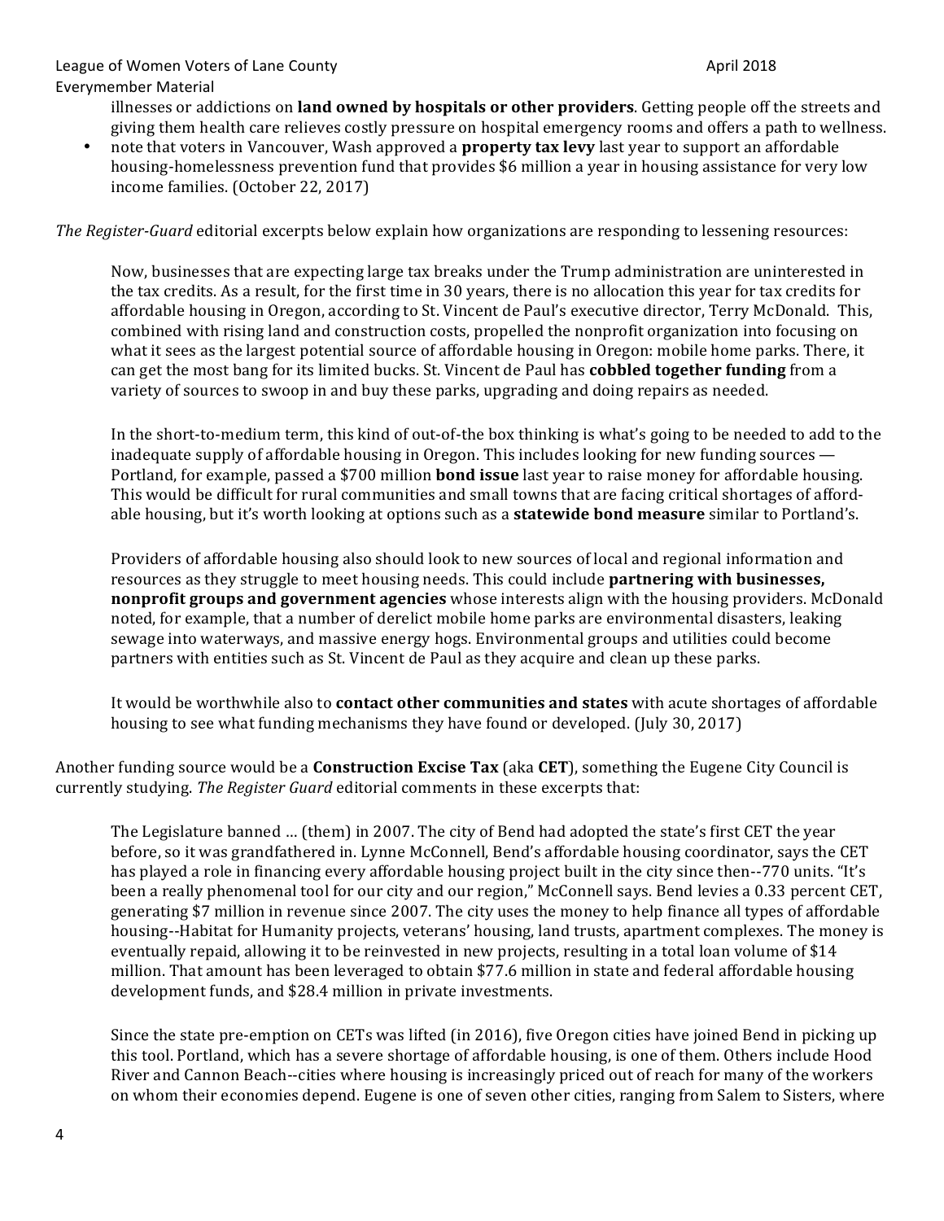illnesses or addictions on **land owned by hospitals or other providers**. Getting people off the streets and giving them health care relieves costly pressure on hospital emergency rooms and offers a path to wellness.

- note that voters in Vancouver, Wash approved a **property tax levy** last year to support an affordable housing-homelessness prevention fund that provides $6 million a year in housing assistance for very low income families. (October 22, 2017)

*The Register-Guard* editorial excerpts below explain how organizations are responding to lessening resources:

> Now, businesses that are expecting large tax breaks under the Trump administration are uninterested in the tax credits. As a result, for the first time in 30 years, there is no allocation this year for tax credits for affordable housing in Oregon, according to St. Vincent de Paul's executive director, Terry McDonald. This, combined with rising land and construction costs, propelled the nonprofit organization into focusing on what it sees as the largest potential source of affordable housing in Oregon: mobile home parks. There, it can get the most bang for its limited bucks. St. Vincent de Paul has **cobbled together funding** from a variety of sources to swoop in and buy these parks, upgrading and doing repairs as needed.
>
> In the short-to-medium term, this kind of out-of-the box thinking is what's going to be needed to add to the inadequate supply of affordable housing in Oregon. This includes looking for new funding sources — Portland, for example, passed a $700 million **bond issue** last year to raise money for affordable housing. This would be difficult for rural communities and small towns that are facing critical shortages of affordable housing, but it's worth looking at options such as a **statewide bond measure** similar to Portland's.
>
> Providers of affordable housing also should look to new sources of local and regional information and resources as they struggle to meet housing needs. This could include **partnering with businesses, nonprofit groups and government agencies** whose interests align with the housing providers. McDonald noted, for example, that a number of derelict mobile home parks are environmental disasters, leaking sewage into waterways, and massive energy hogs. Environmental groups and utilities could become partners with entities such as St. Vincent de Paul as they acquire and clean up these parks.
>
> It would be worthwhile also to **contact other communities and states** with acute shortages of affordable housing to see what funding mechanisms they have found or developed. (July 30, 2017)

Another funding source would be a **Construction Excise Tax** (aka **CET**), something the Eugene City Council is currently studying. *The Register Guard* editorial comments in these excerpts that:

> The Legislature banned … (them) in 2007. The city of Bend had adopted the state's first CET the year before, so it was grandfathered in. Lynne McConnell, Bend's affordable housing coordinator, says the CET has played a role in financing every affordable housing project built in the city since then--770 units. "It's been a really phenomenal tool for our city and our region," McConnell says. Bend levies a 0.33 percent CET, generating $7 million in revenue since 2007. The city uses the money to help finance all types of affordable housing--Habitat for Humanity projects, veterans' housing, land trusts, apartment complexes. The money is eventually repaid, allowing it to be reinvested in new projects, resulting in a total loan volume of $14 million. That amount has been leveraged to obtain $77.6 million in state and federal affordable housing development funds, and $28.4 million in private investments.
>
> Since the state pre-emption on CETs was lifted (in 2016), five Oregon cities have joined Bend in picking up this tool. Portland, which has a severe shortage of affordable housing, is one of them. Others include Hood River and Cannon Beach--cities where housing is increasingly priced out of reach for many of the workers on whom their economies depend. Eugene is one of seven other cities, ranging from Salem to Sisters, where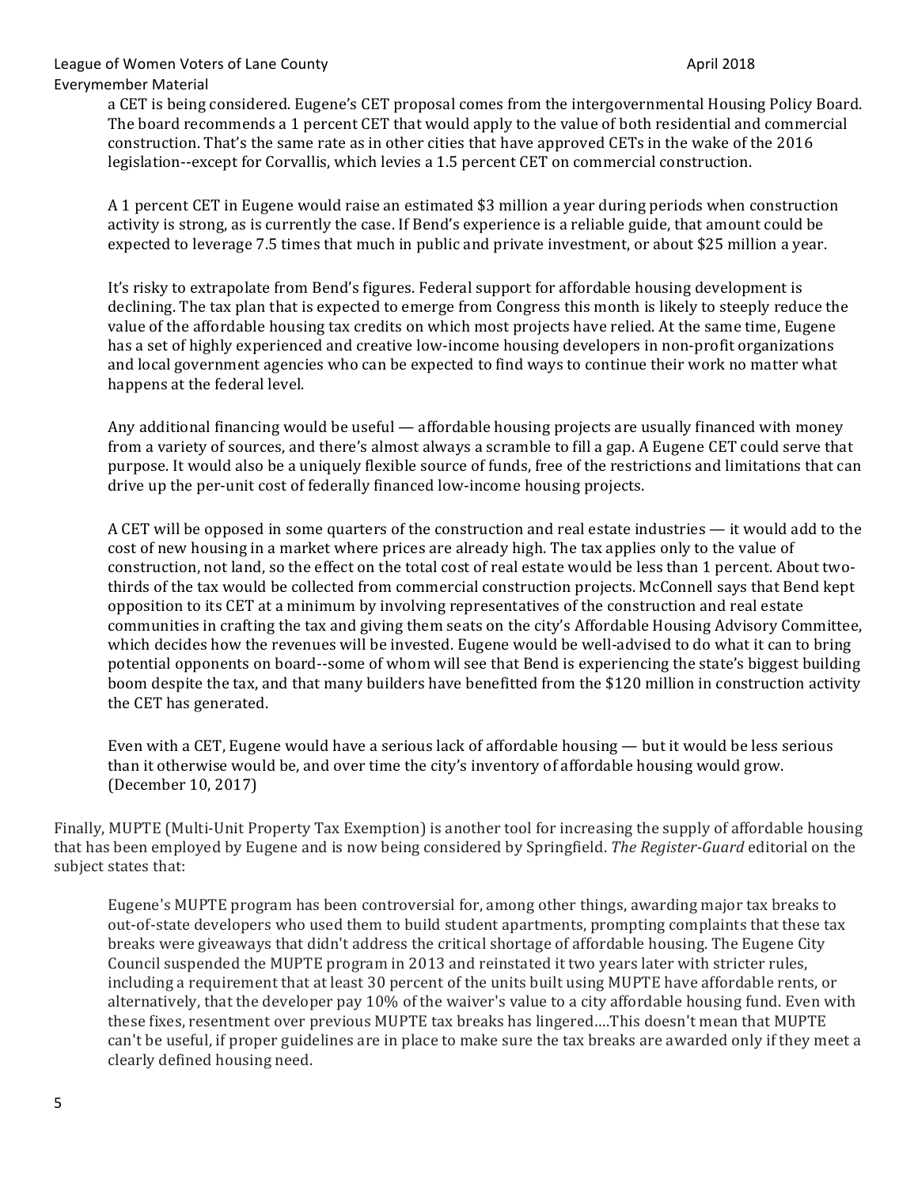a CET is being considered. Eugene's CET proposal comes from the intergovernmental Housing Policy Board. The board recommends a 1 percent CET that would apply to the value of both residential and commercial construction. That's the same rate as in other cities that have approved CETs in the wake of the 2016 legislation--except for Corvallis, which levies a 1.5 percent CET on commercial construction.

> A 1 percent CET in Eugene would raise an estimated $3 million a year during periods when construction activity is strong, as is currently the case. If Bend's experience is a reliable guide, that amount could be expected to leverage 7.5 times that much in public and private investment, or about $25 million a year.
>
> It's risky to extrapolate from Bend's figures. Federal support for affordable housing development is declining. The tax plan that is expected to emerge from Congress this month is likely to steeply reduce the value of the affordable housing tax credits on which most projects have relied. At the same time, Eugene has a set of highly experienced and creative low-income housing developers in non-profit organizations and local government agencies who can be expected to find ways to continue their work no matter what happens at the federal level.
>
> Any additional financing would be useful — affordable housing projects are usually financed with money from a variety of sources, and there's almost always a scramble to fill a gap. A Eugene CET could serve that purpose. It would also be a uniquely flexible source of funds, free of the restrictions and limitations that can drive up the per-unit cost of federally financed low-income housing projects.
>
> A CET will be opposed in some quarters of the construction and real estate industries — it would add to the cost of new housing in a market where prices are already high. The tax applies only to the value of construction, not land, so the effect on the total cost of real estate would be less than 1 percent. About two-thirds of the tax would be collected from commercial construction projects. McConnell says that Bend kept opposition to its CET at a minimum by involving representatives of the construction and real estate communities in crafting the tax and giving them seats on the city's Affordable Housing Advisory Committee, which decides how the revenues will be invested. Eugene would be well-advised to do what it can to bring potential opponents on board--some of whom will see that Bend is experiencing the state's biggest building boom despite the tax, and that many builders have benefitted from the $120 million in construction activity the CET has generated.
>
> Even with a CET, Eugene would have a serious lack of affordable housing — but it would be less serious than it otherwise would be, and over time the city's inventory of affordable housing would grow. (December 10, 2017)

Finally, MUPTE (Multi-Unit Property Tax Exemption) is another tool for increasing the supply of affordable housing that has been employed by Eugene and is now being considered by Springfield. *The Register-Guard* editorial on the subject states that:

> Eugene's MUPTE program has been controversial for, among other things, awarding major tax breaks to out-of-state developers who used them to build student apartments, prompting complaints that these tax breaks were giveaways that didn't address the critical shortage of affordable housing. The Eugene City Council suspended the MUPTE program in 2013 and reinstated it two years later with stricter rules, including a requirement that at least 30 percent of the units built using MUPTE have affordable rents, or alternatively, that the developer pay 10% of the waiver's value to a city affordable housing fund. Even with these fixes, resentment over previous MUPTE tax breaks has lingered....This doesn't mean that MUPTE can't be useful, if proper guidelines are in place to make sure the tax breaks are awarded only if they meet a clearly defined housing need.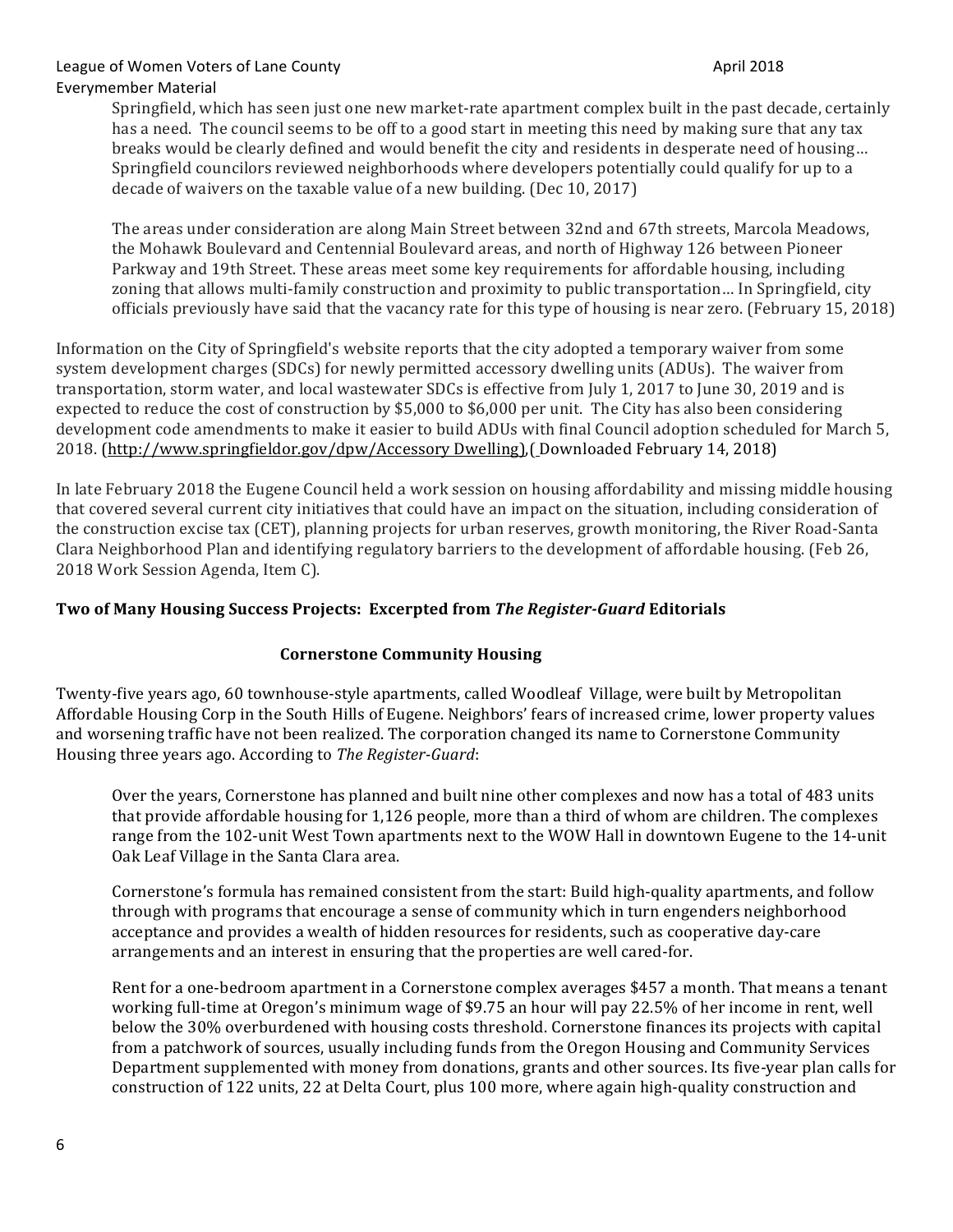> Springfield, which has seen just one new market-rate apartment complex built in the past decade, certainly has a need. The council seems to be off to a good start in meeting this need by making sure that any tax breaks would be clearly defined and would benefit the city and residents in desperate need of housing… Springfield councilors reviewed neighborhoods where developers potentially could qualify for up to a decade of waivers on the taxable value of a new building. (Dec 10, 2017)
>
> The areas under consideration are along Main Street between 32nd and 67th streets, Marcola Meadows, the Mohawk Boulevard and Centennial Boulevard areas, and north of Highway 126 between Pioneer Parkway and 19th Street. These areas meet some key requirements for affordable housing, including zoning that allows multi-family construction and proximity to public transportation… In Springfield, city officials previously have said that the vacancy rate for this type of housing is near zero. (February 15, 2018)

Information on the City of Springfield's website reports that the city adopted a temporary waiver from some system development charges (SDCs) for newly permitted accessory dwelling units (ADUs). The waiver from transportation, storm water, and local wastewater SDCs is effective from July 1, 2017 to June 30, 2019 and is expected to reduce the cost of construction by $5,000 to $6,000 per unit. The City has also been considering development code amendments to make it easier to build ADUs with final Council adoption scheduled for March 5, 2018. (http://www.springfieldor.gov/dpw/Accessory Dwelling),( Downloaded February 14, 2018)

In late February 2018 the Eugene Council held a work session on housing affordability and missing middle housing that covered several current city initiatives that could have an impact on the situation, including consideration of the construction excise tax (CET), planning projects for urban reserves, growth monitoring, the River Road-Santa Clara Neighborhood Plan and identifying regulatory barriers to the development of affordable housing. (Feb 26, 2018 Work Session Agenda, Item C).

**Two of Many Housing Success Projects: Excerpted from *The Register-Guard* Editorials**

**Cornerstone Community Housing**

Twenty-five years ago, 60 townhouse-style apartments, called Woodleaf Village, were built by Metropolitan Affordable Housing Corp in the South Hills of Eugene. Neighbors' fears of increased crime, lower property values and worsening traffic have not been realized. The corporation changed its name to Cornerstone Community Housing three years ago. According to *The Register-Guard*:

> Over the years, Cornerstone has planned and built nine other complexes and now has a total of 483 units that provide affordable housing for 1,126 people, more than a third of whom are children. The complexes range from the 102-unit West Town apartments next to the WOW Hall in downtown Eugene to the 14-unit Oak Leaf Village in the Santa Clara area.
>
> Cornerstone's formula has remained consistent from the start: Build high-quality apartments, and follow through with programs that encourage a sense of community which in turn engenders neighborhood acceptance and provides a wealth of hidden resources for residents, such as cooperative day-care arrangements and an interest in ensuring that the properties are well cared-for.
>
> Rent for a one-bedroom apartment in a Cornerstone complex averages $457 a month. That means a tenant working full-time at Oregon's minimum wage of $9.75 an hour will pay 22.5% of her income in rent, well below the 30% overburdened with housing costs threshold. Cornerstone finances its projects with capital from a patchwork of sources, usually including funds from the Oregon Housing and Community Services Department supplemented with money from donations, grants and other sources. Its five-year plan calls for construction of 122 units, 22 at Delta Court, plus 100 more, where again high-quality construction and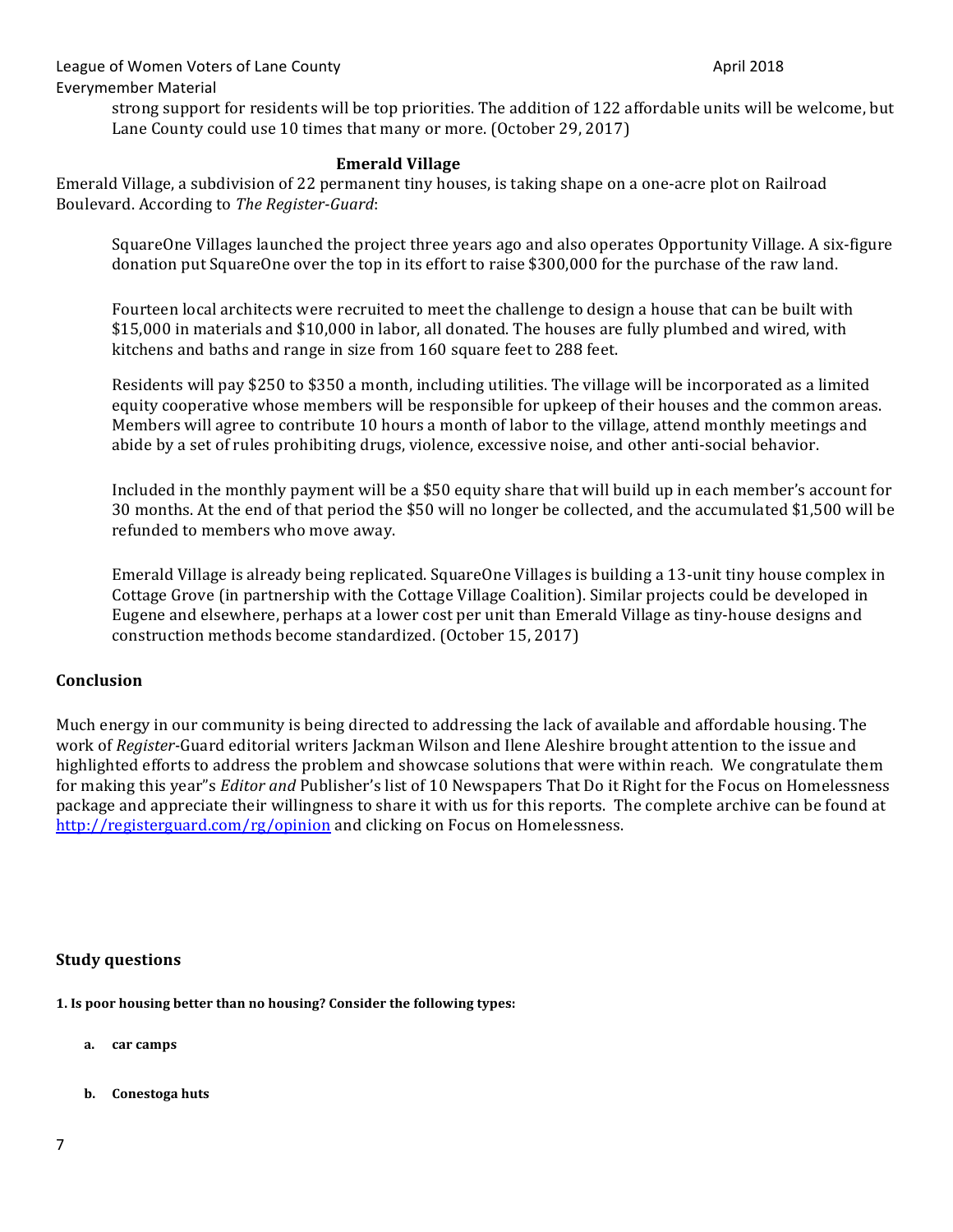strong support for residents will be top priorities. The addition of 122 affordable units will be welcome, but Lane County could use 10 times that many or more. (October 29, 2017)

### Emerald Village

Emerald Village, a subdivision of 22 permanent tiny houses, is taking shape on a one-acre plot on Railroad Boulevard. According to *The Register-Guard*:

> SquareOne Villages launched the project three years ago and also operates Opportunity Village. A six-figure donation put SquareOne over the top in its effort to raise $300,000 for the purchase of the raw land.
>
> Fourteen local architects were recruited to meet the challenge to design a house that can be built with $15,000 in materials and $10,000 in labor, all donated. The houses are fully plumbed and wired, with kitchens and baths and range in size from 160 square feet to 288 feet.
>
> Residents will pay $250 to $350 a month, including utilities. The village will be incorporated as a limited equity cooperative whose members will be responsible for upkeep of their houses and the common areas. Members will agree to contribute 10 hours a month of labor to the village, attend monthly meetings and abide by a set of rules prohibiting drugs, violence, excessive noise, and other anti-social behavior.
>
> Included in the monthly payment will be a $50 equity share that will build up in each member's account for 30 months. At the end of that period the $50 will no longer be collected, and the accumulated $1,500 will be refunded to members who move away.
>
> Emerald Village is already being replicated. SquareOne Villages is building a 13-unit tiny house complex in Cottage Grove (in partnership with the Cottage Village Coalition). Similar projects could be developed in Eugene and elsewhere, perhaps at a lower cost per unit than Emerald Village as tiny-house designs and construction methods become standardized. (October 15, 2017)

## Conclusion

Much energy in our community is being directed to addressing the lack of available and affordable housing. The work of *Register*-Guard editorial writers Jackman Wilson and Ilene Aleshire brought attention to the issue and highlighted efforts to address the problem and showcase solutions that were within reach. We congratulate them for making this year"s *Editor and* Publisher's list of 10 Newspapers That Do it Right for the Focus on Homelessness package and appreciate their willingness to share it with us for this reports. The complete archive can be found at http://registerguard.com/rg/opinion and clicking on Focus on Homelessness.

## Study questions

**1. Is poor housing better than no housing? Consider the following types:**

- **a. car camps**
- **b. Conestoga huts**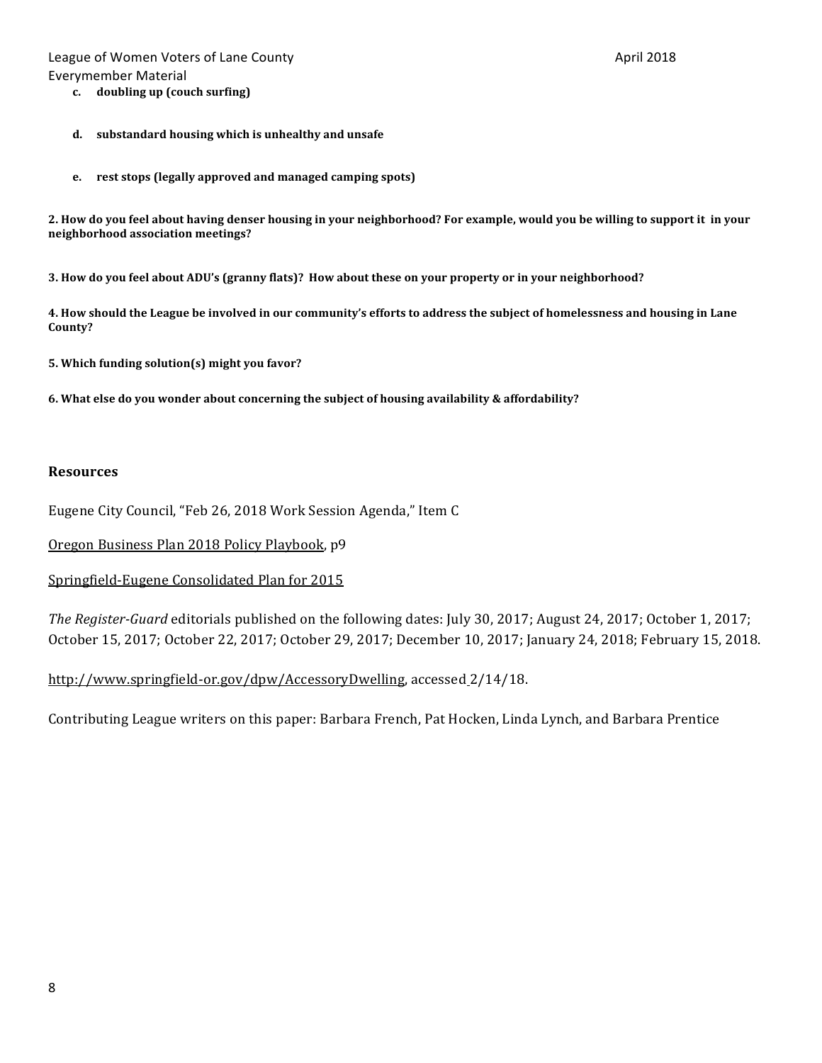c. **doubling up (couch surfing)**

d. **substandard housing which is unhealthy and unsafe**

e. **rest stops (legally approved and managed camping spots)**

**2. How do you feel about having denser housing in your neighborhood? For example, would you be willing to support it in your neighborhood association meetings?**

**3. How do you feel about ADU's (granny flats)? How about these on your property or in your neighborhood?**

**4. How should the League be involved in our community's efforts to address the subject of homelessness and housing in Lane County?**

**5. Which funding solution(s) might you favor?**

**6. What else do you wonder about concerning the subject of housing availability & affordability?**

## Resources

Eugene City Council, "Feb 26, 2018 Work Session Agenda," Item C

Oregon Business Plan 2018 Policy Playbook, p9

Springfield-Eugene Consolidated Plan for 2015

*The Register-Guard* editorials published on the following dates: July 30, 2017; August 24, 2017; October 1, 2017; October 15, 2017; October 22, 2017; October 29, 2017; December 10, 2017; January 24, 2018; February 15, 2018.

http://www.springfield-or.gov/dpw/AccessoryDwelling, accessed 2/14/18.

Contributing League writers on this paper: Barbara French, Pat Hocken, Linda Lynch, and Barbara Prentice